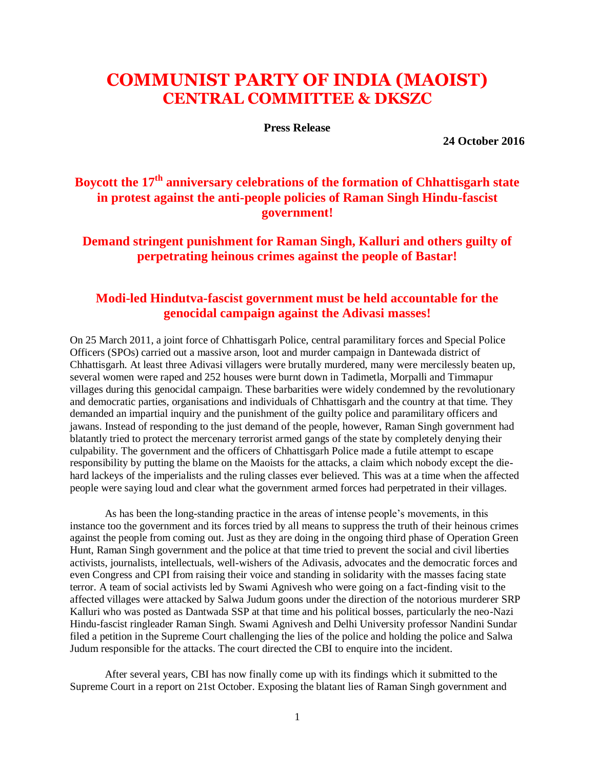# COMMUNIST PARTY OF INDIA (MAOIST)
## CENTRAL COMMITTEE & DKSZC

**Press Release**

**24 October 2016**

## Boycott the 17th anniversary celebrations of the formation of Chhattisgarh state in protest against the anti-people policies of Raman Singh Hindu-fascist government!

## Demand stringent punishment for Raman Singh, Kalluri and others guilty of perpetrating heinous crimes against the people of Bastar!

## Modi-led Hindutva-fascist government must be held accountable for the genocidal campaign against the Adivasi masses!

On 25 March 2011, a joint force of Chhattisgarh Police, central paramilitary forces and Special Police Officers (SPOs) carried out a massive arson, loot and murder campaign in Dantewada district of Chhattisgarh. At least three Adivasi villagers were brutally murdered, many were mercilessly beaten up, several women were raped and 252 houses were burnt down in Tadimetla, Morpalli and Timmapur villages during this genocidal campaign. These barbarities were widely condemned by the revolutionary and democratic parties, organisations and individuals of Chhattisgarh and the country at that time. They demanded an impartial inquiry and the punishment of the guilty police and paramilitary officers and jawans. Instead of responding to the just demand of the people, however, Raman Singh government had blatantly tried to protect the mercenary terrorist armed gangs of the state by completely denying their culpability. The government and the officers of Chhattisgarh Police made a futile attempt to escape responsibility by putting the blame on the Maoists for the attacks, a claim which nobody except the die-hard lackeys of the imperialists and the ruling classes ever believed. This was at a time when the affected people were saying loud and clear what the government armed forces had perpetrated in their villages.

As has been the long-standing practice in the areas of intense people's movements, in this instance too the government and its forces tried by all means to suppress the truth of their heinous crimes against the people from coming out. Just as they are doing in the ongoing third phase of Operation Green Hunt, Raman Singh government and the police at that time tried to prevent the social and civil liberties activists, journalists, intellectuals, well-wishers of the Adivasis, advocates and the democratic forces and even Congress and CPI from raising their voice and standing in solidarity with the masses facing state terror. A team of social activists led by Swami Agnivesh who were going on a fact-finding visit to the affected villages were attacked by Salwa Judum goons under the direction of the notorious murderer SRP Kalluri who was posted as Dantwada SSP at that time and his political bosses, particularly the neo-Nazi Hindu-fascist ringleader Raman Singh. Swami Agnivesh and Delhi University professor Nandini Sundar filed a petition in the Supreme Court challenging the lies of the police and holding the police and Salwa Judum responsible for the attacks. The court directed the CBI to enquire into the incident.

After several years, CBI has now finally come up with its findings which it submitted to the Supreme Court in a report on 21st October. Exposing the blatant lies of Raman Singh government and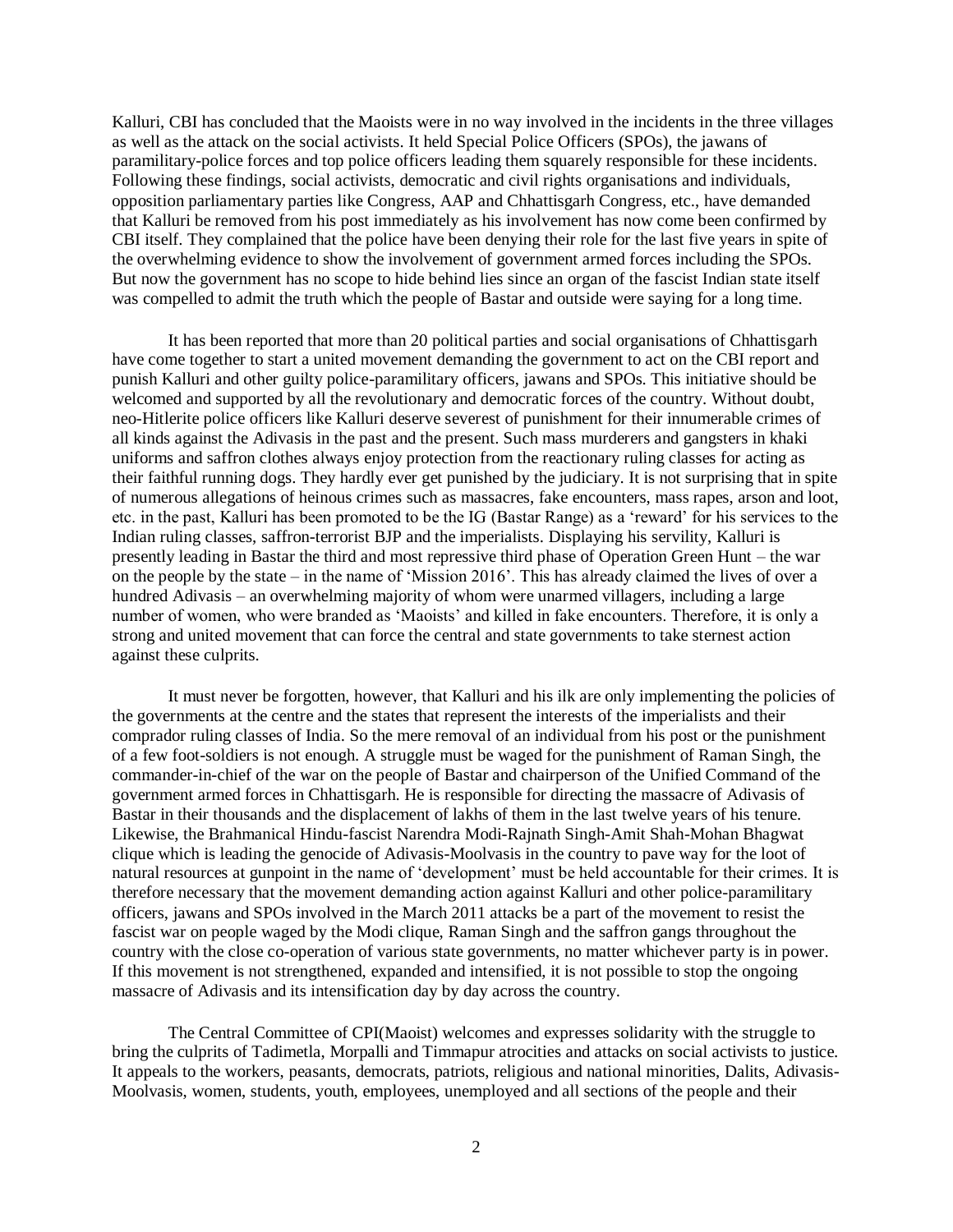Kalluri, CBI has concluded that the Maoists were in no way involved in the incidents in the three villages as well as the attack on the social activists. It held Special Police Officers (SPOs), the jawans of paramilitary-police forces and top police officers leading them squarely responsible for these incidents. Following these findings, social activists, democratic and civil rights organisations and individuals, opposition parliamentary parties like Congress, AAP and Chhattisgarh Congress, etc., have demanded that Kalluri be removed from his post immediately as his involvement has now come been confirmed by CBI itself. They complained that the police have been denying their role for the last five years in spite of the overwhelming evidence to show the involvement of government armed forces including the SPOs. But now the government has no scope to hide behind lies since an organ of the fascist Indian state itself was compelled to admit the truth which the people of Bastar and outside were saying for a long time.

It has been reported that more than 20 political parties and social organisations of Chhattisgarh have come together to start a united movement demanding the government to act on the CBI report and punish Kalluri and other guilty police-paramilitary officers, jawans and SPOs. This initiative should be welcomed and supported by all the revolutionary and democratic forces of the country. Without doubt, neo-Hitlerite police officers like Kalluri deserve severest of punishment for their innumerable crimes of all kinds against the Adivasis in the past and the present. Such mass murderers and gangsters in khaki uniforms and saffron clothes always enjoy protection from the reactionary ruling classes for acting as their faithful running dogs. They hardly ever get punished by the judiciary. It is not surprising that in spite of numerous allegations of heinous crimes such as massacres, fake encounters, mass rapes, arson and loot, etc. in the past, Kalluri has been promoted to be the IG (Bastar Range) as a 'reward' for his services to the Indian ruling classes, saffron-terrorist BJP and the imperialists. Displaying his servility, Kalluri is presently leading in Bastar the third and most repressive third phase of Operation Green Hunt – the war on the people by the state – in the name of 'Mission 2016'. This has already claimed the lives of over a hundred Adivasis – an overwhelming majority of whom were unarmed villagers, including a large number of women, who were branded as 'Maoists' and killed in fake encounters. Therefore, it is only a strong and united movement that can force the central and state governments to take sternest action against these culprits.

It must never be forgotten, however, that Kalluri and his ilk are only implementing the policies of the governments at the centre and the states that represent the interests of the imperialists and their comprador ruling classes of India. So the mere removal of an individual from his post or the punishment of a few foot-soldiers is not enough. A struggle must be waged for the punishment of Raman Singh, the commander-in-chief of the war on the people of Bastar and chairperson of the Unified Command of the government armed forces in Chhattisgarh. He is responsible for directing the massacre of Adivasis of Bastar in their thousands and the displacement of lakhs of them in the last twelve years of his tenure. Likewise, the Brahmanical Hindu-fascist Narendra Modi-Rajnath Singh-Amit Shah-Mohan Bhagwat clique which is leading the genocide of Adivasis-Moolvasis in the country to pave way for the loot of natural resources at gunpoint in the name of 'development' must be held accountable for their crimes. It is therefore necessary that the movement demanding action against Kalluri and other police-paramilitary officers, jawans and SPOs involved in the March 2011 attacks be a part of the movement to resist the fascist war on people waged by the Modi clique, Raman Singh and the saffron gangs throughout the country with the close co-operation of various state governments, no matter whichever party is in power. If this movement is not strengthened, expanded and intensified, it is not possible to stop the ongoing massacre of Adivasis and its intensification day by day across the country.

The Central Committee of CPI(Maoist) welcomes and expresses solidarity with the struggle to bring the culprits of Tadimetla, Morpalli and Timmapur atrocities and attacks on social activists to justice. It appeals to the workers, peasants, democrats, patriots, religious and national minorities, Dalits, Adivasis-Moolvasis, women, students, youth, employees, unemployed and all sections of the people and their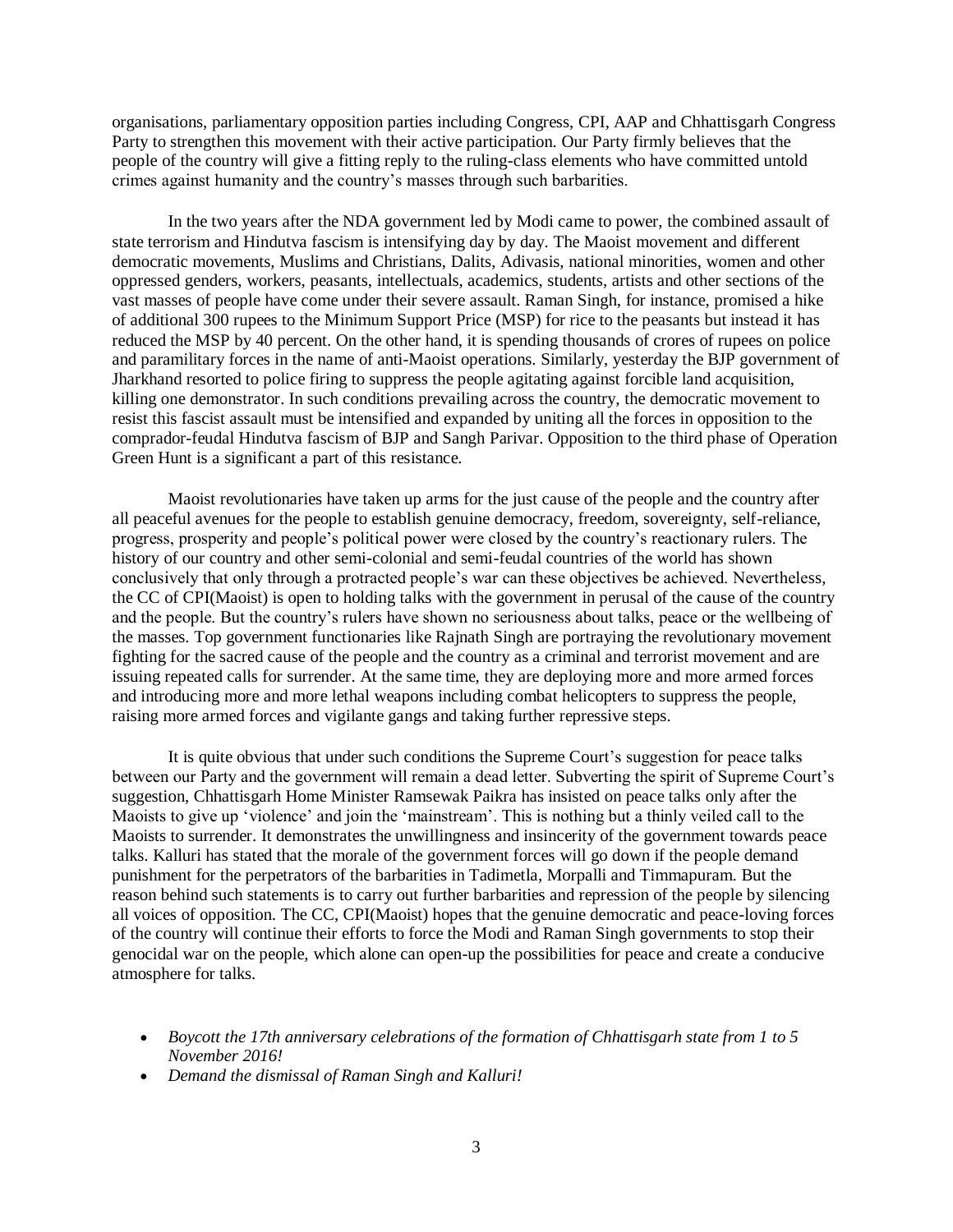organisations, parliamentary opposition parties including Congress, CPI, AAP and Chhattisgarh Congress Party to strengthen this movement with their active participation. Our Party firmly believes that the people of the country will give a fitting reply to the ruling-class elements who have committed untold crimes against humanity and the country's masses through such barbarities.

In the two years after the NDA government led by Modi came to power, the combined assault of state terrorism and Hindutva fascism is intensifying day by day. The Maoist movement and different democratic movements, Muslims and Christians, Dalits, Adivasis, national minorities, women and other oppressed genders, workers, peasants, intellectuals, academics, students, artists and other sections of the vast masses of people have come under their severe assault. Raman Singh, for instance, promised a hike of additional 300 rupees to the Minimum Support Price (MSP) for rice to the peasants but instead it has reduced the MSP by 40 percent. On the other hand, it is spending thousands of crores of rupees on police and paramilitary forces in the name of anti-Maoist operations. Similarly, yesterday the BJP government of Jharkhand resorted to police firing to suppress the people agitating against forcible land acquisition, killing one demonstrator. In such conditions prevailing across the country, the democratic movement to resist this fascist assault must be intensified and expanded by uniting all the forces in opposition to the comprador-feudal Hindutva fascism of BJP and Sangh Parivar. Opposition to the third phase of Operation Green Hunt is a significant a part of this resistance.

Maoist revolutionaries have taken up arms for the just cause of the people and the country after all peaceful avenues for the people to establish genuine democracy, freedom, sovereignty, self-reliance, progress, prosperity and people's political power were closed by the country's reactionary rulers. The history of our country and other semi-colonial and semi-feudal countries of the world has shown conclusively that only through a protracted people's war can these objectives be achieved. Nevertheless, the CC of CPI(Maoist) is open to holding talks with the government in perusal of the cause of the country and the people. But the country's rulers have shown no seriousness about talks, peace or the wellbeing of the masses. Top government functionaries like Rajnath Singh are portraying the revolutionary movement fighting for the sacred cause of the people and the country as a criminal and terrorist movement and are issuing repeated calls for surrender. At the same time, they are deploying more and more armed forces and introducing more and more lethal weapons including combat helicopters to suppress the people, raising more armed forces and vigilante gangs and taking further repressive steps.

It is quite obvious that under such conditions the Supreme Court's suggestion for peace talks between our Party and the government will remain a dead letter. Subverting the spirit of Supreme Court's suggestion, Chhattisgarh Home Minister Ramsewak Paikra has insisted on peace talks only after the Maoists to give up 'violence' and join the 'mainstream'. This is nothing but a thinly veiled call to the Maoists to surrender. It demonstrates the unwillingness and insincerity of the government towards peace talks. Kalluri has stated that the morale of the government forces will go down if the people demand punishment for the perpetrators of the barbarities in Tadimetla, Morpalli and Timmapuram. But the reason behind such statements is to carry out further barbarities and repression of the people by silencing all voices of opposition. The CC, CPI(Maoist) hopes that the genuine democratic and peace-loving forces of the country will continue their efforts to force the Modi and Raman Singh governments to stop their genocidal war on the people, which alone can open-up the possibilities for peace and create a conducive atmosphere for talks.

- *Boycott the 17th anniversary celebrations of the formation of Chhattisgarh state from 1 to 5 November 2016!*
- *Demand the dismissal of Raman Singh and Kalluri!*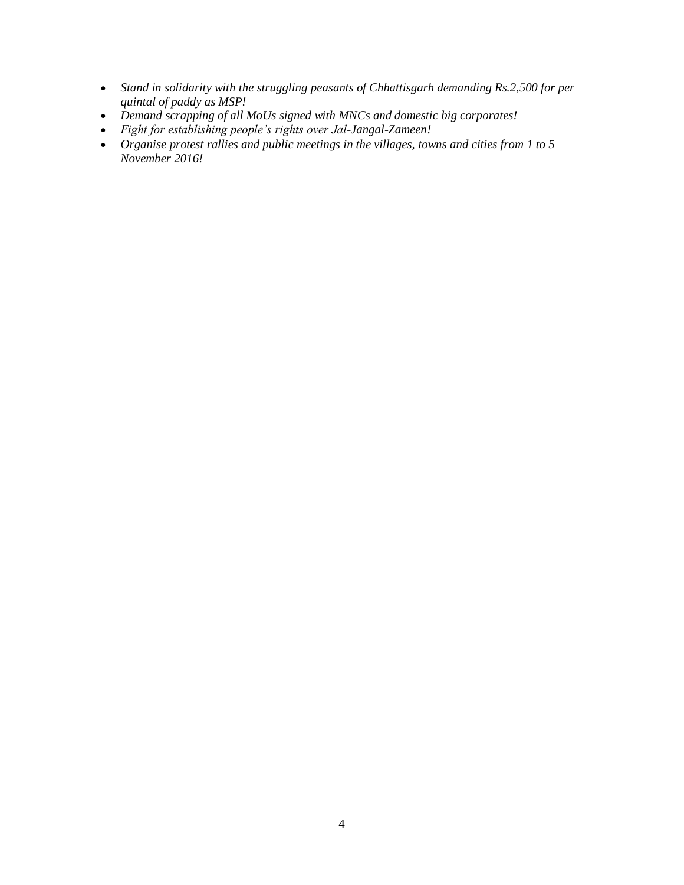- *Stand in solidarity with the struggling peasants of Chhattisgarh demanding Rs.2,500 for per quintal of paddy as MSP!*
- *Demand scrapping of all MoUs signed with MNCs and domestic big corporates!*
- *Fight for establishing people's rights over Jal-Jangal-Zameen!*
- *Organise protest rallies and public meetings in the villages, towns and cities from 1 to 5 November 2016!*